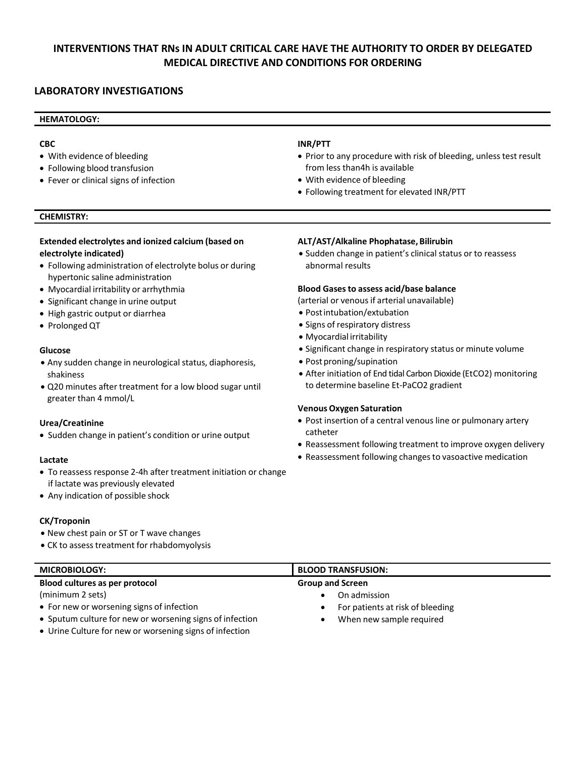# INTERVENTIONS THAT RNs IN ADULT CRITICAL CARE HAVE THE AUTHORITY TO ORDER BY DELEGATED MEDICAL DIRECTIVE AND CONDITIONS FOR ORDERING

## LABORATORY INVESTIGATIONS

### HEMATOLOGY:

**CBC**
- With evidence of bleeding
- Following blood transfusion
- Fever or clinical signs of infection

**INR/PTT**
- Prior to any procedure with risk of bleeding, unless test result from less than4h is available
- With evidence of bleeding
- Following treatment for elevated INR/PTT

### CHEMISTRY:

**Extended electrolytes and ionized calcium (based on electrolyte indicated)**
- Following administration of electrolyte bolus or during hypertonic saline administration
- Myocardial irritability or arrhythmia
- Significant change in urine output
- High gastric output or diarrhea
- Prolonged QT

**Glucose**
- Any sudden change in neurological status, diaphoresis, shakiness
- Q20 minutes after treatment for a low blood sugar until greater than 4 mmol/L

**Urea/Creatinine**
- Sudden change in patient's condition or urine output

**Lactate**
- To reassess response 2-4h after treatment initiation or change if lactate was previously elevated
- Any indication of possible shock

**CK/Troponin**
- New chest pain or ST or T wave changes
- CK to assess treatment for rhabdomyolysis

**ALT/AST/Alkaline Phophatase, Bilirubin**
- Sudden change in patient's clinical status or to reassess abnormal results

**Blood Gases to assess acid/base balance**
(arterial or venous if arterial unavailable)
- Post intubation/extubation
- Signs of respiratory distress
- Myocardial irritability
- Significant change in respiratory status or minute volume
- Post proning/supination
- After initiation of End tidal Carbon Dioxide (EtCO2) monitoring to determine baseline Et-PaCO2 gradient

**Venous Oxygen Saturation**
- Post insertion of a central venous line or pulmonary artery catheter
- Reassessment following treatment to improve oxygen delivery
- Reassessment following changes to vasoactive medication

### MICROBIOLOGY:

**Blood cultures as per protocol**
(minimum 2 sets)
- For new or worsening signs of infection
- Sputum culture for new or worsening signs of infection
- Urine Culture for new or worsening signs of infection

### BLOOD TRANSFUSION:

**Group and Screen**
- On admission
- For patients at risk of bleeding
- When new sample required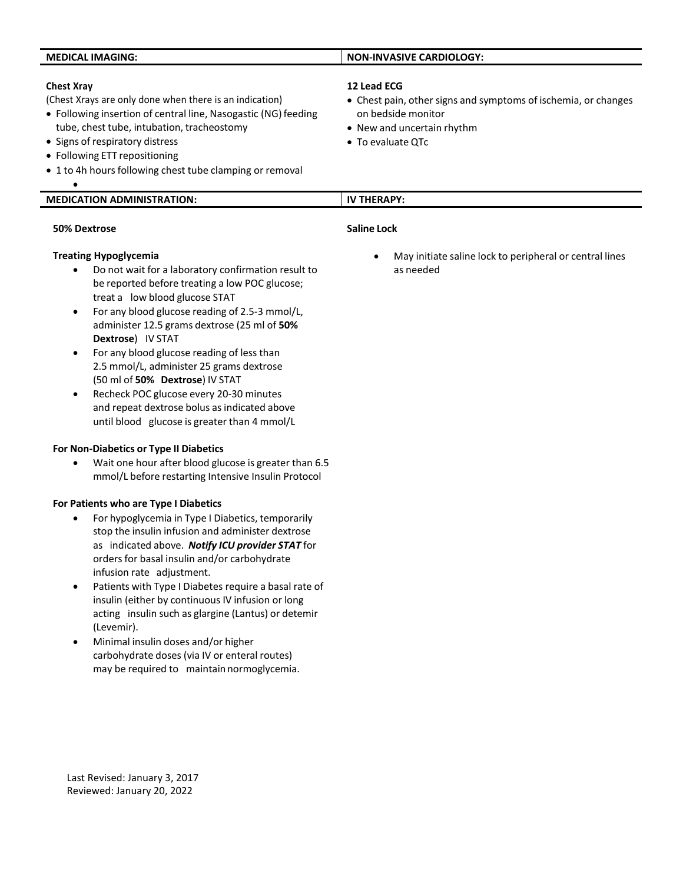## MEDICAL IMAGING:

### Chest Xray

(Chest Xrays are only done when there is an indication)

- Following insertion of central line, Nasogastic (NG) feeding tube, chest tube, intubation, tracheostomy
- Signs of respiratory distress
- Following ETT repositioning
- 1 to 4h hours following chest tube clamping or removal

## NON-INVASIVE CARDIOLOGY:

### 12 Lead ECG

- Chest pain, other signs and symptoms of ischemia, or changes on bedside monitor
- New and uncertain rhythm
- To evaluate QTc

## MEDICATION ADMINISTRATION:

### 50% Dextrose

**Treating Hypoglycemia**

- Do not wait for a laboratory confirmation result to be reported before treating a low POC glucose; treat a low blood glucose STAT
- For any blood glucose reading of 2.5-3 mmol/L, administer 12.5 grams dextrose (25 ml of **50% Dextrose**) IV STAT
- For any blood glucose reading of less than 2.5 mmol/L, administer 25 grams dextrose (50 ml of **50% Dextrose**) IV STAT
- Recheck POC glucose every 20-30 minutes and repeat dextrose bolus as indicated above until blood glucose is greater than 4 mmol/L

**For Non-Diabetics or Type II Diabetics**

- Wait one hour after blood glucose is greater than 6.5 mmol/L before restarting Intensive Insulin Protocol

**For Patients who are Type I Diabetics**

- For hypoglycemia in Type I Diabetics, temporarily stop the insulin infusion and administer dextrose as indicated above. ***Notify ICU provider STAT*** for orders for basal insulin and/or carbohydrate infusion rate adjustment.
- Patients with Type I Diabetes require a basal rate of insulin (either by continuous IV infusion or long acting insulin such as glargine (Lantus) or detemir (Levemir).
- Minimal insulin doses and/or higher carbohydrate doses (via IV or enteral routes) may be required to maintain normoglycemia.

## IV THERAPY:

### Saline Lock

- May initiate saline lock to peripheral or central lines as needed

Last Revised: January 3, 2017
Reviewed: January 20, 2022